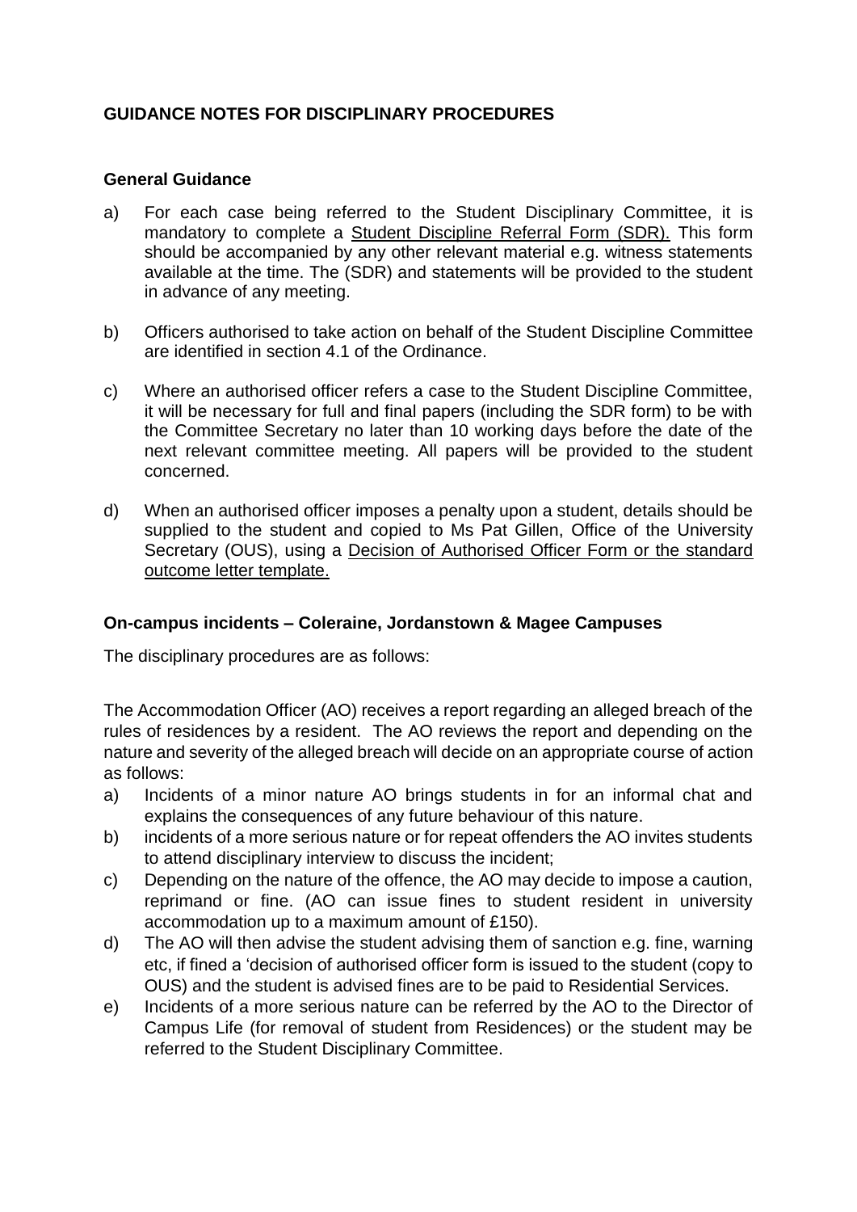# GUIDANCE NOTES FOR DISCIPLINARY PROCEDURES

## General Guidance

a) For each case being referred to the Student Disciplinary Committee, it is mandatory to complete a Student Discipline Referral Form (SDR). This form should be accompanied by any other relevant material e.g. witness statements available at the time. The (SDR) and statements will be provided to the student in advance of any meeting.

b) Officers authorised to take action on behalf of the Student Discipline Committee are identified in section 4.1 of the Ordinance.

c) Where an authorised officer refers a case to the Student Discipline Committee, it will be necessary for full and final papers (including the SDR form) to be with the Committee Secretary no later than 10 working days before the date of the next relevant committee meeting. All papers will be provided to the student concerned.

d) When an authorised officer imposes a penalty upon a student, details should be supplied to the student and copied to Ms Pat Gillen, Office of the University Secretary (OUS), using a Decision of Authorised Officer Form or the standard outcome letter template.

## On-campus incidents – Coleraine, Jordanstown & Magee Campuses

The disciplinary procedures are as follows:

The Accommodation Officer (AO) receives a report regarding an alleged breach of the rules of residences by a resident. The AO reviews the report and depending on the nature and severity of the alleged breach will decide on an appropriate course of action as follows:

a) Incidents of a minor nature AO brings students in for an informal chat and explains the consequences of any future behaviour of this nature.

b) incidents of a more serious nature or for repeat offenders the AO invites students to attend disciplinary interview to discuss the incident;

c) Depending on the nature of the offence, the AO may decide to impose a caution, reprimand or fine. (AO can issue fines to student resident in university accommodation up to a maximum amount of £150).

d) The AO will then advise the student advising them of sanction e.g. fine, warning etc, if fined a 'decision of authorised officer form is issued to the student (copy to OUS) and the student is advised fines are to be paid to Residential Services.

e) Incidents of a more serious nature can be referred by the AO to the Director of Campus Life (for removal of student from Residences) or the student may be referred to the Student Disciplinary Committee.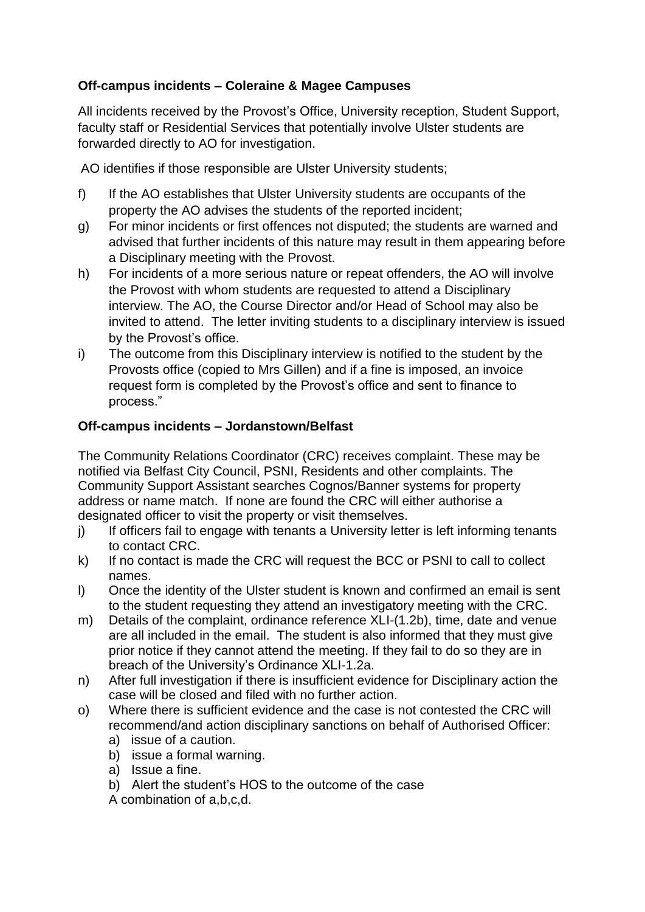**Off-campus incidents – Coleraine & Magee Campuses**

All incidents received by the Provost's Office, University reception, Student Support, faculty staff or Residential Services that potentially involve Ulster students are forwarded directly to AO for investigation.

AO identifies if those responsible are Ulster University students;

f) If the AO establishes that Ulster University students are occupants of the property the AO advises the students of the reported incident;

g) For minor incidents or first offences not disputed; the students are warned and advised that further incidents of this nature may result in them appearing before a Disciplinary meeting with the Provost.

h) For incidents of a more serious nature or repeat offenders, the AO will involve the Provost with whom students are requested to attend a Disciplinary interview. The AO, the Course Director and/or Head of School may also be invited to attend. The letter inviting students to a disciplinary interview is issued by the Provost's office.

i) The outcome from this Disciplinary interview is notified to the student by the Provosts office (copied to Mrs Gillen) and if a fine is imposed, an invoice request form is completed by the Provost's office and sent to finance to process."

**Off-campus incidents – Jordanstown/Belfast**

The Community Relations Coordinator (CRC) receives complaint. These may be notified via Belfast City Council, PSNI, Residents and other complaints. The Community Support Assistant searches Cognos/Banner systems for property address or name match. If none are found the CRC will either authorise a designated officer to visit the property or visit themselves.

j) If officers fail to engage with tenants a University letter is left informing tenants to contact CRC.

k) If no contact is made the CRC will request the BCC or PSNI to call to collect names.

l) Once the identity of the Ulster student is known and confirmed an email is sent to the student requesting they attend an investigatory meeting with the CRC.

m) Details of the complaint, ordinance reference XLI-(1.2b), time, date and venue are all included in the email. The student is also informed that they must give prior notice if they cannot attend the meeting. If they fail to do so they are in breach of the University's Ordinance XLI-1.2a.

n) After full investigation if there is insufficient evidence for Disciplinary action the case will be closed and filed with no further action.

o) Where there is sufficient evidence and the case is not contested the CRC will recommend/and action disciplinary sanctions on behalf of Authorised Officer:
   a) issue of a caution.
   b) issue a formal warning.
   a) Issue a fine.
   b) Alert the student's HOS to the outcome of the case
   
   A combination of a,b,c,d.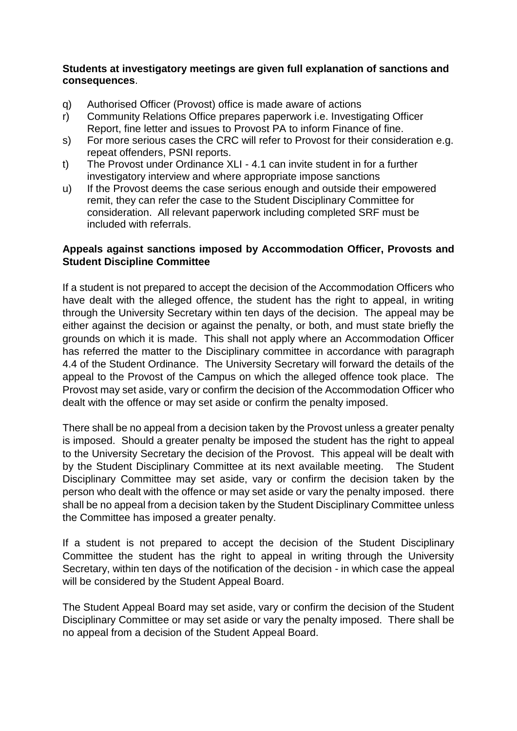**Students at investigatory meetings are given full explanation of sanctions and consequences**.

q) Authorised Officer (Provost) office is made aware of actions
r) Community Relations Office prepares paperwork i.e. Investigating Officer Report, fine letter and issues to Provost PA to inform Finance of fine.
s) For more serious cases the CRC will refer to Provost for their consideration e.g. repeat offenders, PSNI reports.
t) The Provost under Ordinance XLI - 4.1 can invite student in for a further investigatory interview and where appropriate impose sanctions
u) If the Provost deems the case serious enough and outside their empowered remit, they can refer the case to the Student Disciplinary Committee for consideration. All relevant paperwork including completed SRF must be included with referrals.

**Appeals against sanctions imposed by Accommodation Officer, Provosts and Student Discipline Committee**

If a student is not prepared to accept the decision of the Accommodation Officers who have dealt with the alleged offence, the student has the right to appeal, in writing through the University Secretary within ten days of the decision. The appeal may be either against the decision or against the penalty, or both, and must state briefly the grounds on which it is made. This shall not apply where an Accommodation Officer has referred the matter to the Disciplinary committee in accordance with paragraph 4.4 of the Student Ordinance. The University Secretary will forward the details of the appeal to the Provost of the Campus on which the alleged offence took place. The Provost may set aside, vary or confirm the decision of the Accommodation Officer who dealt with the offence or may set aside or confirm the penalty imposed.

There shall be no appeal from a decision taken by the Provost unless a greater penalty is imposed. Should a greater penalty be imposed the student has the right to appeal to the University Secretary the decision of the Provost. This appeal will be dealt with by the Student Disciplinary Committee at its next available meeting. The Student Disciplinary Committee may set aside, vary or confirm the decision taken by the person who dealt with the offence or may set aside or vary the penalty imposed. there shall be no appeal from a decision taken by the Student Disciplinary Committee unless the Committee has imposed a greater penalty.

If a student is not prepared to accept the decision of the Student Disciplinary Committee the student has the right to appeal in writing through the University Secretary, within ten days of the notification of the decision - in which case the appeal will be considered by the Student Appeal Board.

The Student Appeal Board may set aside, vary or confirm the decision of the Student Disciplinary Committee or may set aside or vary the penalty imposed. There shall be no appeal from a decision of the Student Appeal Board.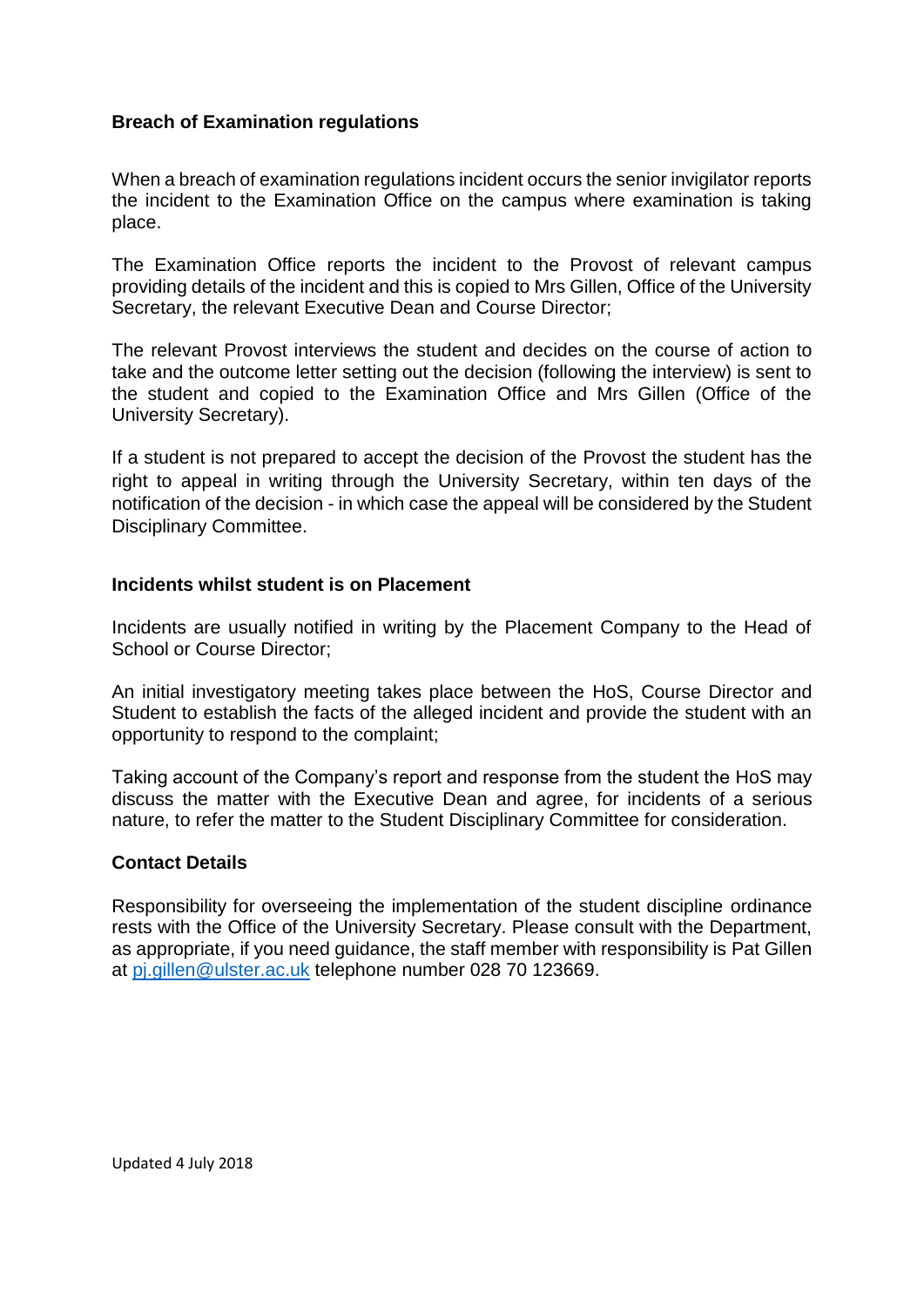**Breach of Examination regulations**

When a breach of examination regulations incident occurs the senior invigilator reports the incident to the Examination Office on the campus where examination is taking place.

The Examination Office reports the incident to the Provost of relevant campus providing details of the incident and this is copied to Mrs Gillen, Office of the University Secretary, the relevant Executive Dean and Course Director;

The relevant Provost interviews the student and decides on the course of action to take and the outcome letter setting out the decision (following the interview) is sent to the student and copied to the Examination Office and Mrs Gillen (Office of the University Secretary).

If a student is not prepared to accept the decision of the Provost the student has the right to appeal in writing through the University Secretary, within ten days of the notification of the decision - in which case the appeal will be considered by the Student Disciplinary Committee.

**Incidents whilst student is on Placement**

Incidents are usually notified in writing by the Placement Company to the Head of School or Course Director;

An initial investigatory meeting takes place between the HoS, Course Director and Student to establish the facts of the alleged incident and provide the student with an opportunity to respond to the complaint;

Taking account of the Company's report and response from the student the HoS may discuss the matter with the Executive Dean and agree, for incidents of a serious nature, to refer the matter to the Student Disciplinary Committee for consideration.

**Contact Details**

Responsibility for overseeing the implementation of the student discipline ordinance rests with the Office of the University Secretary. Please consult with the Department, as appropriate, if you need guidance, the staff member with responsibility is Pat Gillen at pj.gillen@ulster.ac.uk telephone number 028 70 123669.

Updated 4 July 2018